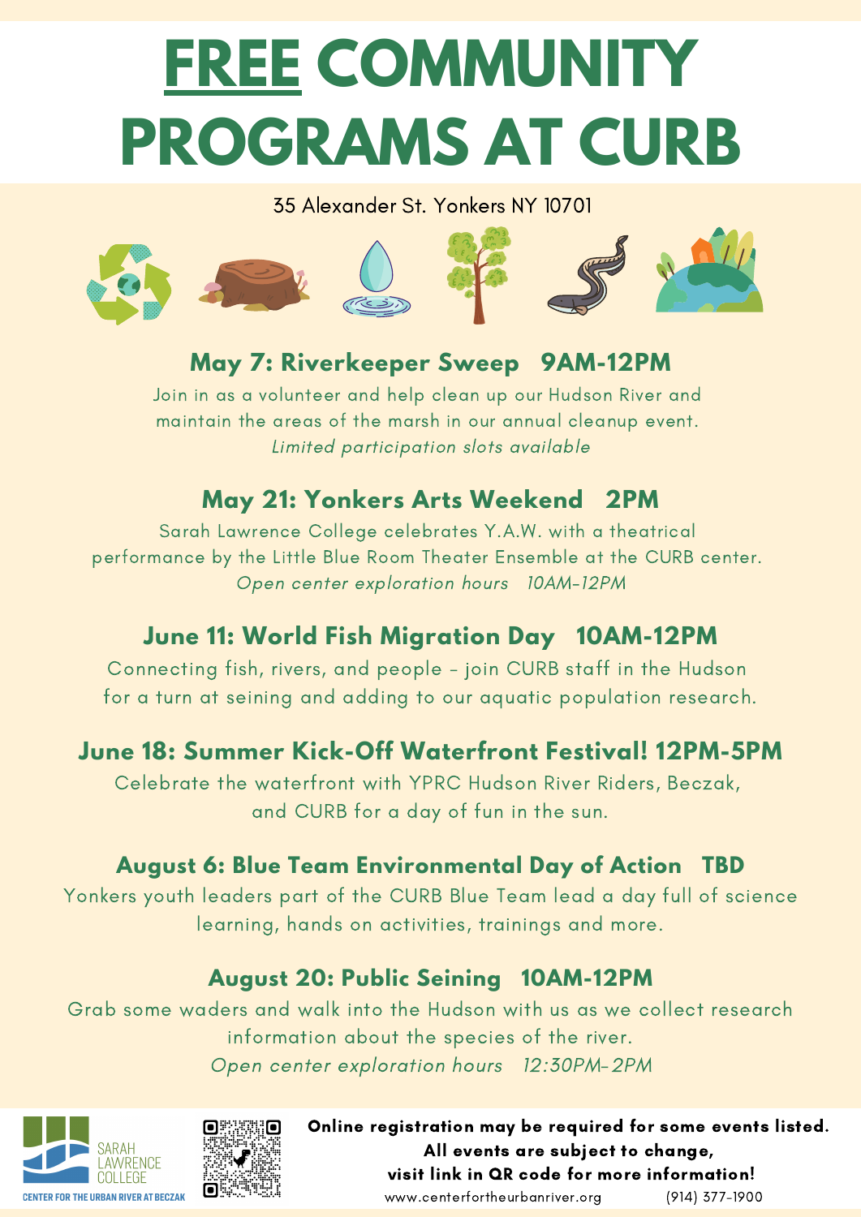# FREE COMMUNITY PROGRAMS AT CURB

35 Alexander St. Yonkers NY 10701

## May 7: Riverkeeper Sweep 9AM-12PM

Join in as a volunteer and help clean up our Hudson River and maintain the areas of the marsh in our annual cleanup event.

*Limited participation slots available*

## May 21: Yonkers Arts Weekend 2PM

Sarah Lawrence College celebrates Y.A.W. with a theatrical performance by the Little Blue Room Theater Ensemble at the CURB center.

*Open center exploration hours 10AM-12PM*

## June 11: World Fish Migration Day 10AM-12PM

Connecting fish, rivers, and people - join CURB staff in the Hudson for a turn at seining and adding to our aquatic population research.

## June 18: Summer Kick-Off Waterfront Festival! 12PM-5PM

Celebrate the waterfront with YPRC Hudson River Riders, Beczak, and CURB for a day of fun in the sun.

## August 6: Blue Team Environmental Day of Action TBD

Yonkers youth leaders part of the CURB Blue Team lead a day full of science learning, hands on activities, trainings and more.

## August 20: Public Seining 10AM-12PM

Grab some waders and walk into the Hudson with us as we collect research information about the species of the river.

*Open center exploration hours 12:30PM-2PM*

SARAH LAWRENCE COLLEGE

CENTER FOR THE URBAN RIVER AT BECZAK

**Online registration may be required for some events listed. All events are subject to change, visit link in QR code for more information!**

www.centerfortheurbanriver.org (914) 377-1900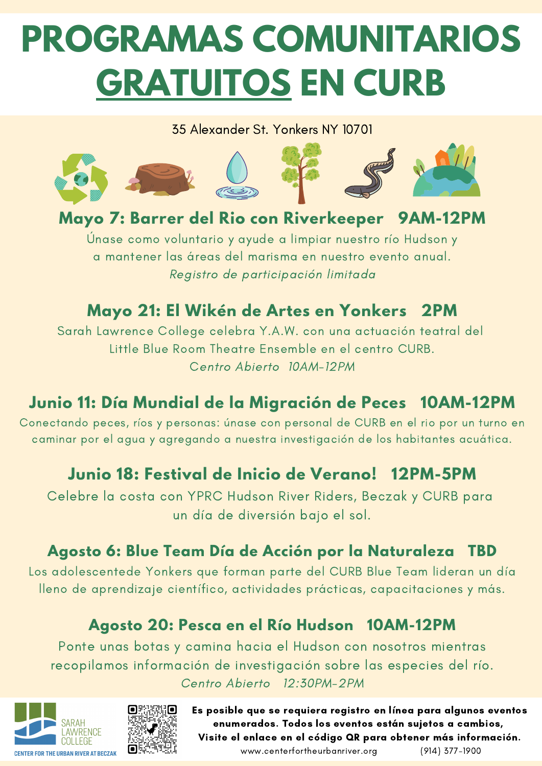# PROGRAMAS COMUNITARIOS GRATUITOS EN CURB

35 Alexander St. Yonkers NY 10701

### Mayo 7: Barrer del Rio con Riverkeeper 9AM-12PM

Únase como voluntario y ayude a limpiar nuestro río Hudson y a mantener las áreas del marisma en nuestro evento anual.

*Registro de participación limitada*

### Mayo 21: El Wikén de Artes en Yonkers 2PM

Sarah Lawrence College celebra Y.A.W. con una actuación teatral del Little Blue Room Theatre Ensemble en el centro CURB.

*Centro Abierto 10AM-12PM*

### Junio 11: Día Mundial de la Migración de Peces 10AM-12PM

Conectando peces, ríos y personas: únase con personal de CURB en el rio por un turno en caminar por el agua y agregando a nuestra investigación de los habitantes acuática.

### Junio 18: Festival de Inicio de Verano! 12PM-5PM

Celebre la costa con YPRC Hudson River Riders, Beczak y CURB para un día de diversión bajo el sol.

### Agosto 6: Blue Team Día de Acción por la Naturaleza TBD

Los adolescentede Yonkers que forman parte del CURB Blue Team lideran un día lleno de aprendizaje científico, actividades prácticas, capacitaciones y más.

### Agosto 20: Pesca en el Río Hudson 10AM-12PM

Ponte unas botas y camina hacia el Hudson con nosotros mientras recopilamos información de investigación sobre las especies del río.

*Centro Abierto 12:30PM-2PM*

SARAH LAWRENCE COLLEGE

CENTER FOR THE URBAN RIVER AT BECZAK

**Es posible que se requiera registro en línea para algunos eventos enumerados. Todos los eventos están sujetos a cambios, Visite el enlace en el código QR para obtener más información.**

www.centerfortheurbanriver.org (914) 377-1900